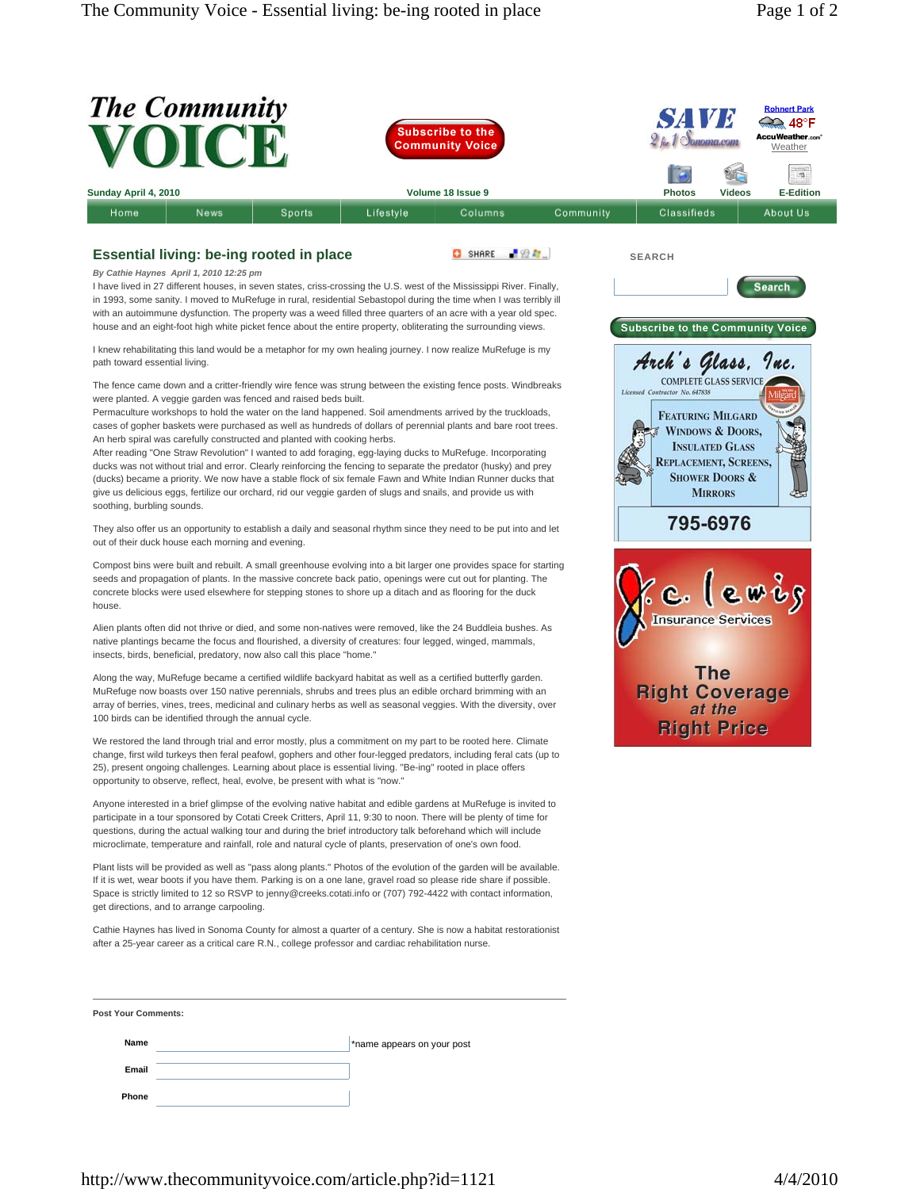# The Community VOICE

Sunday April 4, 2010 — Volume 18 Issue 9

Home | News | Sports | Lifestyle | Columns | Community | Classifieds | About Us

## Essential living: be-ing rooted in place

*By Cathie Haynes April 1, 2010 12:25 pm*

I have lived in 27 different houses, in seven states, criss-crossing the U.S. west of the Mississippi River. Finally, in 1993, some sanity. I moved to MuRefuge in rural, residential Sebastopol during the time when I was terribly ill with an autoimmune dysfunction. The property was a weed filled three quarters of an acre with a year old spec. house and an eight-foot high white picket fence about the entire property, obliterating the surrounding views.

I knew rehabilitating this land would be a metaphor for my own healing journey. I now realize MuRefuge is my path toward essential living.

The fence came down and a critter-friendly wire fence was strung between the existing fence posts. Windbreaks were planted. A veggie garden was fenced and raised beds built.
Permaculture workshops to hold the water on the land happened. Soil amendments arrived by the truckloads, cases of gopher baskets were purchased as well as hundreds of dollars of perennial plants and bare root trees. An herb spiral was carefully constructed and planted with cooking herbs.
After reading "One Straw Revolution" I wanted to add foraging, egg-laying ducks to MuRefuge. Incorporating ducks was not without trial and error. Clearly reinforcing the fencing to separate the predator (husky) and prey (ducks) became a priority. We now have a stable flock of six female Fawn and White Indian Runner ducks that give us delicious eggs, fertilize our orchard, rid our veggie garden of slugs and snails, and provide us with soothing, burbling sounds.

They also offer us an opportunity to establish a daily and seasonal rhythm since they need to be put into and let out of their duck house each morning and evening.

Compost bins were built and rebuilt. A small greenhouse evolving into a bit larger one provides space for starting seeds and propagation of plants. In the massive concrete back patio, openings were cut out for planting. The concrete blocks were used elsewhere for stepping stones to shore up a ditch and as flooring for the duck house.

Alien plants often did not thrive or died, and some non-natives were removed, like the 24 Buddleia bushes. As native plantings became the focus and flourished, a diversity of creatures: four legged, winged, mammals, insects, birds, beneficial, predatory, now also call this place "home."

Along the way, MuRefuge became a certified wildlife backyard habitat as well as a certified butterfly garden. MuRefuge now boasts over 150 native perennials, shrubs and trees plus an edible orchard brimming with an array of berries, vines, trees, medicinal and culinary herbs as well as seasonal veggies. With the diversity, over 100 birds can be identified through the annual cycle.

We restored the land through trial and error mostly, plus a commitment on my part to be rooted here. Climate change, first wild turkeys then feral peafowl, gophers and other four-legged predators, including feral cats (up to 25), present ongoing challenges. Learning about place is essential living. "Be-ing" rooted in place offers opportunity to observe, reflect, heal, evolve, be present with what is "now."

Anyone interested in a brief glimpse of the evolving native habitat and edible gardens at MuRefuge is invited to participate in a tour sponsored by Cotati Creek Critters, April 11, 9:30 to noon. There will be plenty of time for questions, during the actual walking tour and during the brief introductory talk beforehand which will include microclimate, temperature and rainfall, role and natural cycle of plants, preservation of one's own food.

Plant lists will be provided as well as "pass along plants." Photos of the evolution of the garden will be available. If it is wet, wear boots if you have them. Parking is on a one lane, gravel road so please ride share if possible. Space is strictly limited to 12 so RSVP to jenny@creeks.cotati.info or (707) 792-4422 with contact information, get directions, and to arrange carpooling.

Cathie Haynes has lived in Sonoma County for almost a quarter of a century. She is now a habitat restorationist after a 25-year career as a critical care R.N., college professor and cardiac rehabilitation nurse.

**Post Your Comments:**

Name: ______ *name appears on your post

Email: ______

Phone: ______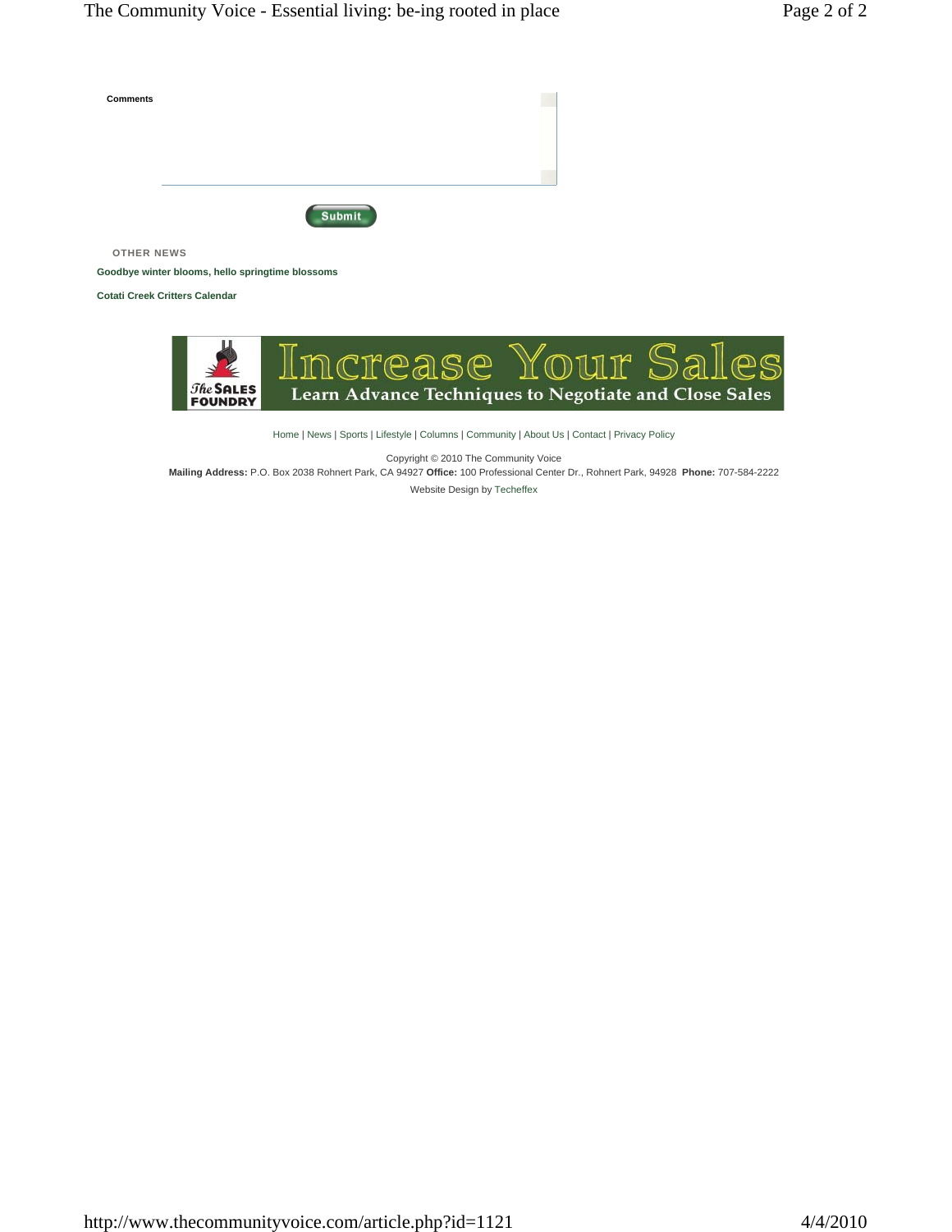**Comments**

Submit

OTHER NEWS

**Goodbye winter blooms, hello springtime blossoms**

**Cotati Creek Critters Calendar**

The SALES FOUNDRY

Increase Your Sales

Learn Advance Techniques to Negotiate and Close Sales

Home | News | Sports | Lifestyle | Columns | Community | About Us | Contact | Privacy Policy

Copyright © 2010 The Community Voice

**Mailing Address:** P.O. Box 2038 Rohnert Park, CA 94927 **Office:** 100 Professional Center Dr., Rohnert Park, 94928 **Phone:** 707-584-2222

Website Design by Techeffex